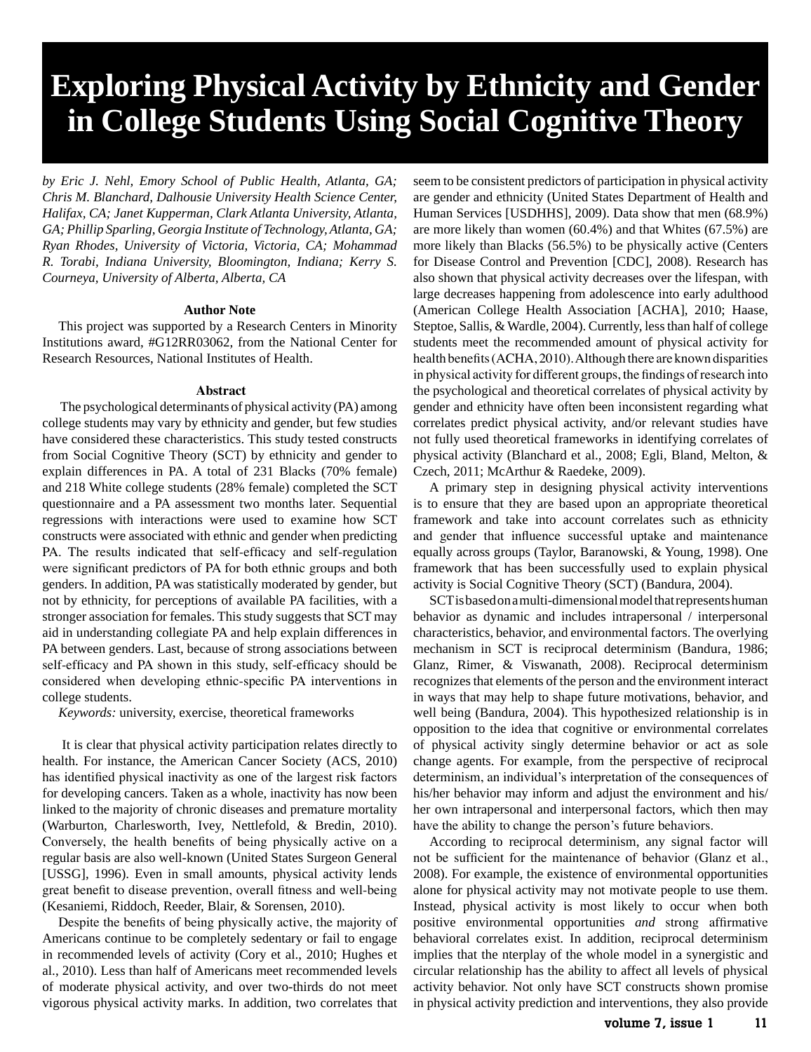# Exploring Physical Activity by Ethnicity and Gender in College Students Using Social Cognitive Theory

*by Eric J. Nehl, Emory School of Public Health, Atlanta, GA; Chris M. Blanchard, Dalhousie University Health Science Center, Halifax, CA; Janet Kupperman, Clark Atlanta University, Atlanta, GA; Phillip Sparling, Georgia Institute of Technology, Atlanta, GA; Ryan Rhodes, University of Victoria, Victoria, CA; Mohammad R. Torabi, Indiana University, Bloomington, Indiana; Kerry S. Courneya, University of Alberta, Alberta, CA*

### Author Note

This project was supported by a Research Centers in Minority Institutions award, #G12RR03062, from the National Center for Research Resources, National Institutes of Health.

### Abstract

The psychological determinants of physical activity (PA) among college students may vary by ethnicity and gender, but few studies have considered these characteristics. This study tested constructs from Social Cognitive Theory (SCT) by ethnicity and gender to explain differences in PA. A total of 231 Blacks (70% female) and 218 White college students (28% female) completed the SCT questionnaire and a PA assessment two months later. Sequential regressions with interactions were used to examine how SCT constructs were associated with ethnic and gender when predicting PA. The results indicated that self-efficacy and self-regulation were significant predictors of PA for both ethnic groups and both genders. In addition, PA was statistically moderated by gender, but not by ethnicity, for perceptions of available PA facilities, with a stronger association for females. This study suggests that SCT may aid in understanding collegiate PA and help explain differences in PA between genders. Last, because of strong associations between self-efficacy and PA shown in this study, self-efficacy should be considered when developing ethnic-specific PA interventions in college students.

*Keywords:* university, exercise, theoretical frameworks

It is clear that physical activity participation relates directly to health. For instance, the American Cancer Society (ACS, 2010) has identified physical inactivity as one of the largest risk factors for developing cancers. Taken as a whole, inactivity has now been linked to the majority of chronic diseases and premature mortality (Warburton, Charlesworth, Ivey, Nettlefold, & Bredin, 2010). Conversely, the health benefits of being physically active on a regular basis are also well-known (United States Surgeon General [USSG], 1996). Even in small amounts, physical activity lends great benefit to disease prevention, overall fitness and well-being (Kesaniemi, Riddoch, Reeder, Blair, & Sorensen, 2010).

Despite the benefits of being physically active, the majority of Americans continue to be completely sedentary or fail to engage in recommended levels of activity (Cory et al., 2010; Hughes et al., 2010). Less than half of Americans meet recommended levels of moderate physical activity, and over two-thirds do not meet vigorous physical activity marks. In addition, two correlates that seem to be consistent predictors of participation in physical activity are gender and ethnicity (United States Department of Health and Human Services [USDHHS], 2009). Data show that men (68.9%) are more likely than women (60.4%) and that Whites (67.5%) are more likely than Blacks (56.5%) to be physically active (Centers for Disease Control and Prevention [CDC], 2008). Research has also shown that physical activity decreases over the lifespan, with large decreases happening from adolescence into early adulthood (American College Health Association [ACHA], 2010; Haase, Steptoe, Sallis, & Wardle, 2004). Currently, less than half of college students meet the recommended amount of physical activity for health benefits (ACHA, 2010). Although there are known disparities in physical activity for different groups, the findings of research into the psychological and theoretical correlates of physical activity by gender and ethnicity have often been inconsistent regarding what correlates predict physical activity, and/or relevant studies have not fully used theoretical frameworks in identifying correlates of physical activity (Blanchard et al., 2008; Egli, Bland, Melton, & Czech, 2011; McArthur & Raedeke, 2009).

A primary step in designing physical activity interventions is to ensure that they are based upon an appropriate theoretical framework and take into account correlates such as ethnicity and gender that influence successful uptake and maintenance equally across groups (Taylor, Baranowski, & Young, 1998). One framework that has been successfully used to explain physical activity is Social Cognitive Theory (SCT) (Bandura, 2004).

SCT is based on a multi-dimensional model that represents human behavior as dynamic and includes intrapersonal / interpersonal characteristics, behavior, and environmental factors. The overlying mechanism in SCT is reciprocal determinism (Bandura, 1986; Glanz, Rimer, & Viswanath, 2008). Reciprocal determinism recognizes that elements of the person and the environment interact in ways that may help to shape future motivations, behavior, and well being (Bandura, 2004). This hypothesized relationship is in opposition to the idea that cognitive or environmental correlates of physical activity singly determine behavior or act as sole change agents. For example, from the perspective of reciprocal determinism, an individual's interpretation of the consequences of his/her behavior may inform and adjust the environment and his/her own intrapersonal and interpersonal factors, which then may have the ability to change the person's future behaviors.

According to reciprocal determinism, any signal factor will not be sufficient for the maintenance of behavior (Glanz et al., 2008). For example, the existence of environmental opportunities alone for physical activity may not motivate people to use them. Instead, physical activity is most likely to occur when both positive environmental opportunities *and* strong affirmative behavioral correlates exist. In addition, reciprocal determinism implies that the nterplay of the whole model in a synergistic and circular relationship has the ability to affect all levels of physical activity behavior. Not only have SCT constructs shown promise in physical activity prediction and interventions, they also provide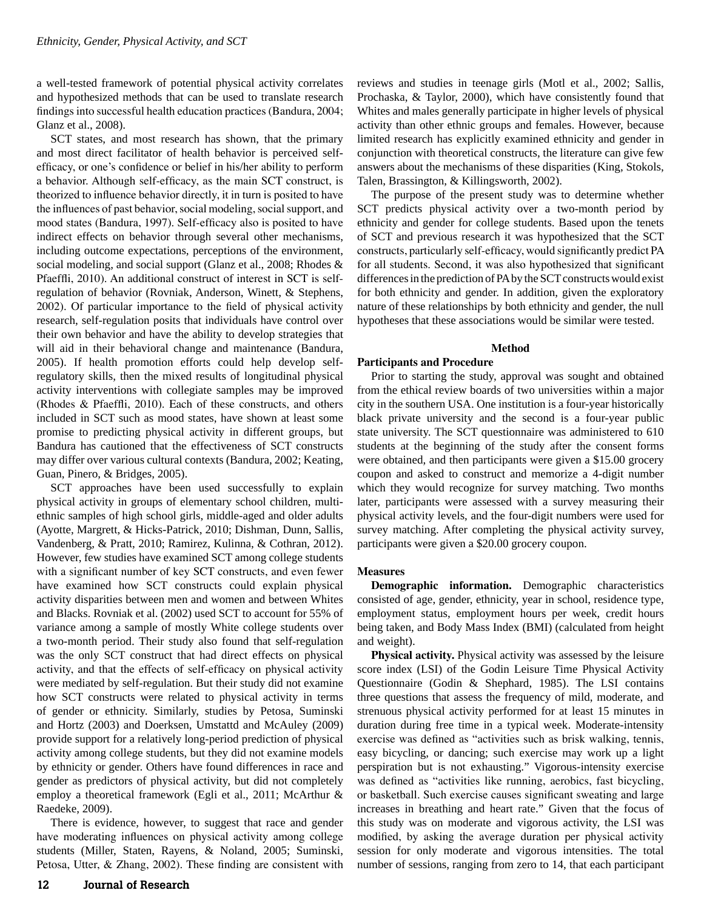a well-tested framework of potential physical activity correlates and hypothesized methods that can be used to translate research findings into successful health education practices (Bandura, 2004; Glanz et al., 2008).

SCT states, and most research has shown, that the primary and most direct facilitator of health behavior is perceived self-efficacy, or one's confidence or belief in his/her ability to perform a behavior. Although self-efficacy, as the main SCT construct, is theorized to influence behavior directly, it in turn is posited to have the influences of past behavior, social modeling, social support, and mood states (Bandura, 1997). Self-efficacy also is posited to have indirect effects on behavior through several other mechanisms, including outcome expectations, perceptions of the environment, social modeling, and social support (Glanz et al., 2008; Rhodes & Pfaeffli, 2010). An additional construct of interest in SCT is self-regulation of behavior (Rovniak, Anderson, Winett, & Stephens, 2002). Of particular importance to the field of physical activity research, self-regulation posits that individuals have control over their own behavior and have the ability to develop strategies that will aid in their behavioral change and maintenance (Bandura, 2005). If health promotion efforts could help develop self-regulatory skills, then the mixed results of longitudinal physical activity interventions with collegiate samples may be improved (Rhodes & Pfaeffli, 2010). Each of these constructs, and others included in SCT such as mood states, have shown at least some promise to predicting physical activity in different groups, but Bandura has cautioned that the effectiveness of SCT constructs may differ over various cultural contexts (Bandura, 2002; Keating, Guan, Pinero, & Bridges, 2005).

SCT approaches have been used successfully to explain physical activity in groups of elementary school children, multi-ethnic samples of high school girls, middle-aged and older adults (Ayotte, Margrett, & Hicks-Patrick, 2010; Dishman, Dunn, Sallis, Vandenberg, & Pratt, 2010; Ramirez, Kulinna, & Cothran, 2012). However, few studies have examined SCT among college students with a significant number of key SCT constructs, and even fewer have examined how SCT constructs could explain physical activity disparities between men and women and between Whites and Blacks. Rovniak et al. (2002) used SCT to account for 55% of variance among a sample of mostly White college students over a two-month period. Their study also found that self-regulation was the only SCT construct that had direct effects on physical activity, and that the effects of self-efficacy on physical activity were mediated by self-regulation. But their study did not examine how SCT constructs were related to physical activity in terms of gender or ethnicity. Similarly, studies by Petosa, Suminski and Hortz (2003) and Doerksen, Umstattd and McAuley (2009) provide support for a relatively long-period prediction of physical activity among college students, but they did not examine models by ethnicity or gender. Others have found differences in race and gender as predictors of physical activity, but did not completely employ a theoretical framework (Egli et al., 2011; McArthur & Raedeke, 2009).

There is evidence, however, to suggest that race and gender have moderating influences on physical activity among college students (Miller, Staten, Rayens, & Noland, 2005; Suminski, Petosa, Utter, & Zhang, 2002). These finding are consistent with reviews and studies in teenage girls (Motl et al., 2002; Sallis, Prochaska, & Taylor, 2000), which have consistently found that Whites and males generally participate in higher levels of physical activity than other ethnic groups and females. However, because limited research has explicitly examined ethnicity and gender in conjunction with theoretical constructs, the literature can give few answers about the mechanisms of these disparities (King, Stokols, Talen, Brassington, & Killingsworth, 2002).

The purpose of the present study was to determine whether SCT predicts physical activity over a two-month period by ethnicity and gender for college students. Based upon the tenets of SCT and previous research it was hypothesized that the SCT constructs, particularly self-efficacy, would significantly predict PA for all students. Second, it was also hypothesized that significant differences in the prediction of PA by the SCT constructs would exist for both ethnicity and gender. In addition, given the exploratory nature of these relationships by both ethnicity and gender, the null hypotheses that these associations would be similar were tested.

## Method

### Participants and Procedure

Prior to starting the study, approval was sought and obtained from the ethical review boards of two universities within a major city in the southern USA. One institution is a four-year historically black private university and the second is a four-year public state university. The SCT questionnaire was administered to 610 students at the beginning of the study after the consent forms were obtained, and then participants were given a $15.00 grocery coupon and asked to construct and memorize a 4-digit number which they would recognize for survey matching. Two months later, participants were assessed with a survey measuring their physical activity levels, and the four-digit numbers were used for survey matching. After completing the physical activity survey, participants were given a $20.00 grocery coupon.

### Measures

**Demographic information.** Demographic characteristics consisted of age, gender, ethnicity, year in school, residence type, employment status, employment hours per week, credit hours being taken, and Body Mass Index (BMI) (calculated from height and weight).

**Physical activity.** Physical activity was assessed by the leisure score index (LSI) of the Godin Leisure Time Physical Activity Questionnaire (Godin & Shephard, 1985). The LSI contains three questions that assess the frequency of mild, moderate, and strenuous physical activity performed for at least 15 minutes in duration during free time in a typical week. Moderate-intensity exercise was defined as "activities such as brisk walking, tennis, easy bicycling, or dancing; such exercise may work up a light perspiration but is not exhausting." Vigorous-intensity exercise was defined as "activities like running, aerobics, fast bicycling, or basketball. Such exercise causes significant sweating and large increases in breathing and heart rate." Given that the focus of this study was on moderate and vigorous activity, the LSI was modified, by asking the average duration per physical activity session for only moderate and vigorous intensities. The total number of sessions, ranging from zero to 14, that each participant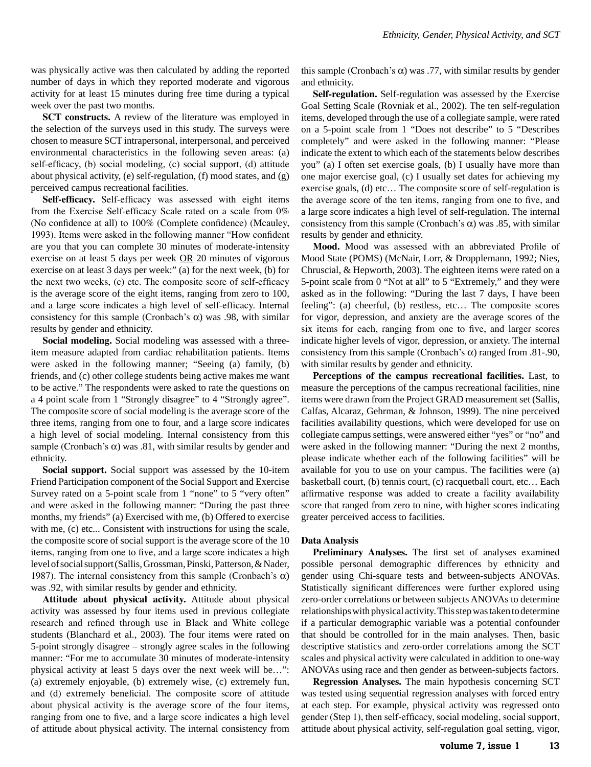was physically active was then calculated by adding the reported number of days in which they reported moderate and vigorous activity for at least 15 minutes during free time during a typical week over the past two months.

**SCT constructs.** A review of the literature was employed in the selection of the surveys used in this study. The surveys were chosen to measure SCT intrapersonal, interpersonal, and perceived environmental characteristics in the following seven areas: (a) self-efficacy, (b) social modeling, (c) social support, (d) attitude about physical activity, (e) self-regulation, (f) mood states, and (g) perceived campus recreational facilities.

**Self-efficacy.** Self-efficacy was assessed with eight items from the Exercise Self-efficacy Scale rated on a scale from 0% (No confidence at all) to 100% (Complete confidence) (Mcauley, 1993). Items were asked in the following manner "How confident are you that you can complete 30 minutes of moderate-intensity exercise on at least 5 days per week <u>OR</u> 20 minutes of vigorous exercise on at least 3 days per week:" (a) for the next week, (b) for the next two weeks, (c) etc. The composite score of self-efficacy is the average score of the eight items, ranging from zero to 100, and a large score indicates a high level of self-efficacy. Internal consistency for this sample (Cronbach's $\alpha$) was .98, with similar results by gender and ethnicity.

**Social modeling.** Social modeling was assessed with a three-item measure adapted from cardiac rehabilitation patients. Items were asked in the following manner; "Seeing (a) family, (b) friends, and (c) other college students being active makes me want to be active." The respondents were asked to rate the questions on a 4 point scale from 1 "Strongly disagree" to 4 "Strongly agree". The composite score of social modeling is the average score of the three items, ranging from one to four, and a large score indicates a high level of social modeling. Internal consistency from this sample (Cronbach's $\alpha$) was .81, with similar results by gender and ethnicity.

**Social support.** Social support was assessed by the 10-item Friend Participation component of the Social Support and Exercise Survey rated on a 5-point scale from 1 "none" to 5 "very often" and were asked in the following manner: "During the past three months, my friends" (a) Exercised with me, (b) Offered to exercise with me, (c) etc... Consistent with instructions for using the scale, the composite score of social support is the average score of the 10 items, ranging from one to five, and a large score indicates a high level of social support (Sallis, Grossman, Pinski, Patterson, & Nader, 1987). The internal consistency from this sample (Cronbach's $\alpha$) was .92, with similar results by gender and ethnicity.

**Attitude about physical activity.** Attitude about physical activity was assessed by four items used in previous collegiate research and refined through use in Black and White college students (Blanchard et al., 2003). The four items were rated on 5-point strongly disagree – strongly agree scales in the following manner: "For me to accumulate 30 minutes of moderate-intensity physical activity at least 5 days over the next week will be…": (a) extremely enjoyable, (b) extremely wise, (c) extremely fun, and (d) extremely beneficial. The composite score of attitude about physical activity is the average score of the four items, ranging from one to five, and a large score indicates a high level of attitude about physical activity. The internal consistency from this sample (Cronbach's $\alpha$) was .77, with similar results by gender and ethnicity.

**Self-regulation.** Self-regulation was assessed by the Exercise Goal Setting Scale (Rovniak et al., 2002). The ten self-regulation items, developed through the use of a collegiate sample, were rated on a 5-point scale from 1 "Does not describe" to 5 "Describes completely" and were asked in the following manner: "Please indicate the extent to which each of the statements below describes you" (a) I often set exercise goals, (b) I usually have more than one major exercise goal, (c) I usually set dates for achieving my exercise goals, (d) etc… The composite score of self-regulation is the average score of the ten items, ranging from one to five, and a large score indicates a high level of self-regulation. The internal consistency from this sample (Cronbach's $\alpha$) was .85, with similar results by gender and ethnicity.

**Mood.** Mood was assessed with an abbreviated Profile of Mood State (POMS) (McNair, Lorr, & Dropplemann, 1992; Nies, Chruscial, & Hepworth, 2003). The eighteen items were rated on a 5-point scale from 0 "Not at all" to 5 "Extremely," and they were asked as in the following: "During the last 7 days, I have been feeling": (a) cheerful, (b) restless, etc… The composite scores for vigor, depression, and anxiety are the average scores of the six items for each, ranging from one to five, and larger scores indicate higher levels of vigor, depression, or anxiety. The internal consistency from this sample (Cronbach's $\alpha$) ranged from .81-.90, with similar results by gender and ethnicity.

**Perceptions of the campus recreational facilities.** Last, to measure the perceptions of the campus recreational facilities, nine items were drawn from the Project GRAD measurement set (Sallis, Calfas, Alcaraz, Gehrman, & Johnson, 1999). The nine perceived facilities availability questions, which were developed for use on collegiate campus settings, were answered either "yes" or "no" and were asked in the following manner: "During the next 2 months, please indicate whether each of the following facilities" will be available for you to use on your campus. The facilities were (a) basketball court, (b) tennis court, (c) racquetball court, etc… Each affirmative response was added to create a facility availability score that ranged from zero to nine, with higher scores indicating greater perceived access to facilities.

### Data Analysis

**Preliminary Analyses.** The first set of analyses examined possible personal demographic differences by ethnicity and gender using Chi-square tests and between-subjects ANOVAs. Statistically significant differences were further explored using zero-order correlations or between subjects ANOVAs to determine relationships with physical activity. This step was taken to determine if a particular demographic variable was a potential confounder that should be controlled for in the main analyses. Then, basic descriptive statistics and zero-order correlations among the SCT scales and physical activity were calculated in addition to one-way ANOVAs using race and then gender as between-subjects factors.

**Regression Analyses.** The main hypothesis concerning SCT was tested using sequential regression analyses with forced entry at each step. For example, physical activity was regressed onto gender (Step 1), then self-efficacy, social modeling, social support, attitude about physical activity, self-regulation goal setting, vigor,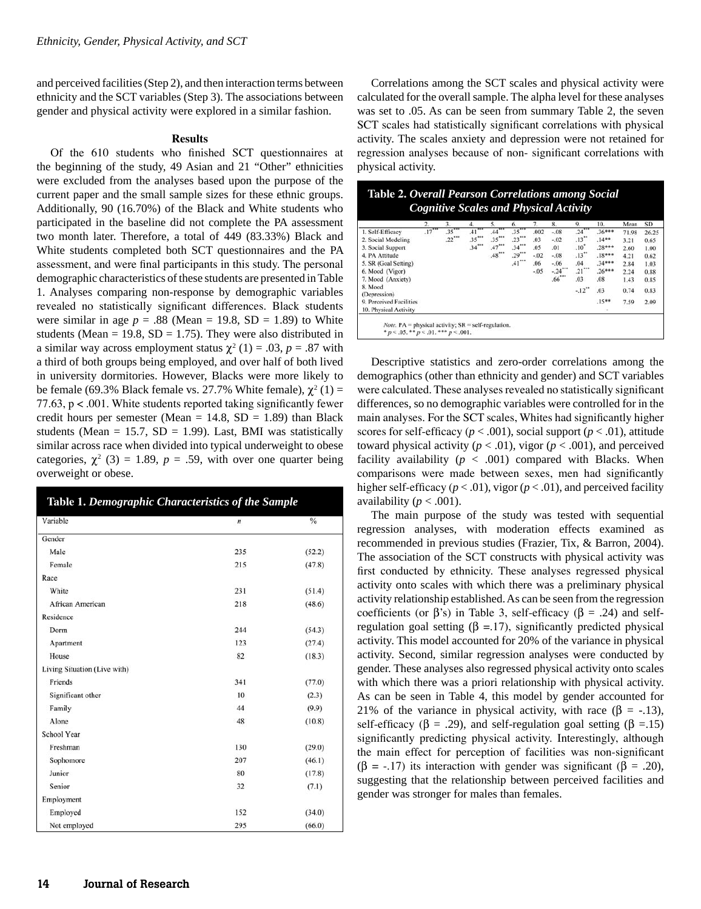and perceived facilities (Step 2), and then interaction terms between ethnicity and the SCT variables (Step 3). The associations between gender and physical activity were explored in a similar fashion.

## Results

Of the 610 students who finished SCT questionnaires at the beginning of the study, 49 Asian and 21 "Other" ethnicities were excluded from the analyses based upon the purpose of the current paper and the small sample sizes for these ethnic groups. Additionally, 90 (16.70%) of the Black and White students who participated in the baseline did not complete the PA assessment two month later. Therefore, a total of 449 (83.33%) Black and White students completed both SCT questionnaires and the PA assessment, and were final participants in this study. The personal demographic characteristics of these students are presented in Table 1. Analyses comparing non-response by demographic variables revealed no statistically significant differences. Black students were similar in age $p = .88$ (Mean = 19.8, SD = 1.89) to White students (Mean = 19.8, SD = 1.75). They were also distributed in a similar way across employment status $\chi^2$ (1) = .03, $p = .87$ with a third of both groups being employed, and over half of both lived in university dormitories. However, Blacks were more likely to be female (69.3% Black female vs. 27.7% White female), $\chi^2$ (1) = 77.63, $p < .001$. White students reported taking significantly fewer credit hours per semester (Mean = 14.8, SD = 1.89) than Black students (Mean = 15.7, SD = 1.99). Last, BMI was statistically similar across race when divided into typical underweight to obese categories, $\chi^2$ (3) = 1.89, $p = .59$, with over one quarter being overweight or obese.

**Table 1.** *Demographic Characteristics of the Sample*

| Variable | *n* | % |
|---|---|---|
| Gender | | |
| Male | 235 | (52.2) |
| Female | 215 | (47.8) |
| Race | | |
| White | 231 | (51.4) |
| African American | 218 | (48.6) |
| Residence | | |
| Dorm | 244 | (54.3) |
| Apartment | 123 | (27.4) |
| House | 82 | (18.3) |
| Living Situation (Live with) | | |
| Friends | 341 | (77.0) |
| Significant other | 10 | (2.3) |
| Family | 44 | (9.9) |
| Alone | 48 | (10.8) |
| School Year | | |
| Freshman | 130 | (29.0) |
| Sophomore | 207 | (46.1) |
| Junior | 80 | (17.8) |
| Senior | 32 | (7.1) |
| Employment | | |
| Employed | 152 | (34.0) |
| Not employed | 295 | (66.0) |

Correlations among the SCT scales and physical activity were calculated for the overall sample. The alpha level for these analyses was set to .05. As can be seen from summary Table 2, the seven SCT scales had statistically significant correlations with physical activity. The scales anxiety and depression were not retained for regression analyses because of non- significant correlations with physical activity.

**Table 2.** *Overall Pearson Correlations among Social Cognitive Scales and Physical Activity*

| | 2. | 3. | 4. | 5. | 6. | 7. | 8. | 9. | 10. | Mean | SD |
|---|---|---|---|---|---|---|---|---|---|---|---|
| 1. Self-Efficacy | .17*** | .35*** | .41*** | .44*** | .35*** | .002 | -.08 | .24*** | .36*** | 71.98 | 26.25 |
| 2. Social Modeling | | .22*** | .35*** | .35*** | .23*** | .03 | -.02 | .13** | .14** | 3.21 | 0.65 |
| 3. Social Support | | | .34*** | .47*** | .34*** | .05 | .01 | .10* | .28*** | 2.60 | 1.00 |
| 4. PA Attitude | | | | .48*** | .29*** | -.02 | -.08 | .13** | .18*** | 4.21 | 0.62 |
| 5. SR (Goal Setting) | | | | | .41*** | .06 | -.06 | .04 | .34*** | 2.84 | 1.03 |
| 6. Mood (Vigor) | | | | | | -.05 | -.24*** | .21*** | .26*** | 2.24 | 0.88 |
| 7. Mood (Anxiety) | | | | | | | .66*** | .03 | .08 | 1.43 | 0.85 |
| 8. Mood (Depression) | | | | | | | | -.12** | .03 | 0.74 | 0.83 |
| 9. Perceived Facilities | | | | | | | | | .15** | 7.59 | 2.09 |
| 10. Physical Activity | | | | | | | | | - | | |

*Note.* PA = physical activity; SR = self-regulation.
* $p < .05$. ** $p < .01$. *** $p < .001$.

Descriptive statistics and zero-order correlations among the demographics (other than ethnicity and gender) and SCT variables were calculated. These analyses revealed no statistically significant differences, so no demographic variables were controlled for in the main analyses. For the SCT scales, Whites had significantly higher scores for self-efficacy ($p < .001$), social support ($p < .01$), attitude toward physical activity ($p < .01$), vigor ($p < .001$), and perceived facility availability ($p < .001$) compared with Blacks. When comparisons were made between sexes, men had significantly higher self-efficacy ($p < .01$), vigor ($p < .01$), and perceived facility availability ($p < .001$).

The main purpose of the study was tested with sequential regression analyses, with moderation effects examined as recommended in previous studies (Frazier, Tix, & Barron, 2004). The association of the SCT constructs with physical activity was first conducted by ethnicity. These analyses regressed physical activity onto scales with which there was a preliminary physical activity relationship established. As can be seen from the regression coefficients (or β's) in Table 3, self-efficacy (β = .24) and self-regulation goal setting (β =.17), significantly predicted physical activity. This model accounted for 20% of the variance in physical activity. Second, similar regression analyses were conducted by gender. These analyses also regressed physical activity onto scales with which there was a priori relationship with physical activity. As can be seen in Table 4, this model by gender accounted for 21% of the variance in physical activity, with race (β = -.13), self-efficacy (β = .29), and self-regulation goal setting (β =.15) significantly predicting physical activity. Interestingly, although the main effect for perception of facilities was non-significant (β = -.17) its interaction with gender was significant (β = .20), suggesting that the relationship between perceived facilities and gender was stronger for males than females.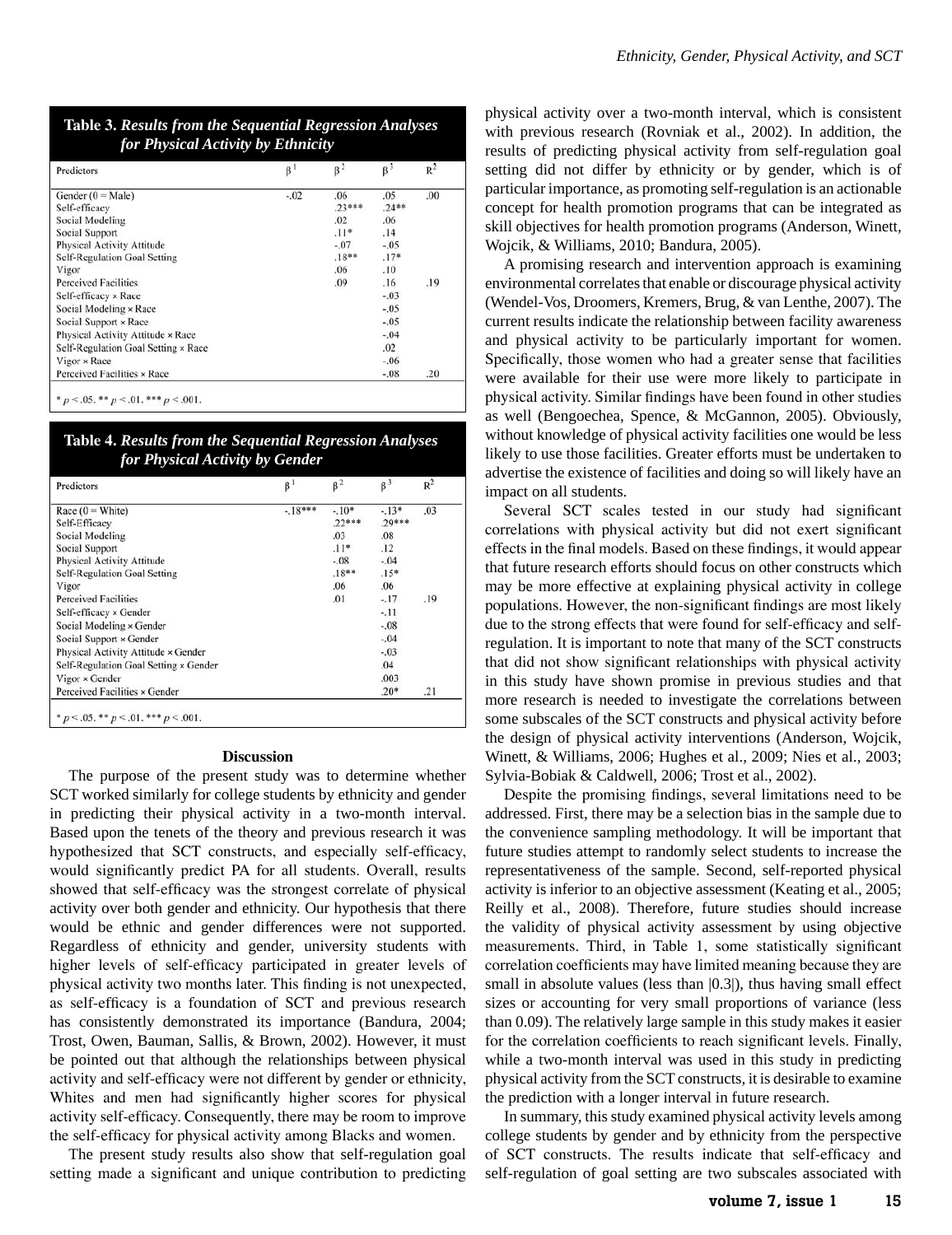**Table 3.** ***Results from the Sequential Regression Analyses for Physical Activity by Ethnicity***

| Predictors | $\beta^1$ | $\beta^2$ | $\beta^3$ | $R^2$ |
|---|---|---|---|---|
| Gender (0 = Male) | -.02 | .06 | .05 | .00 |
| Self-efficacy | | .23*** | .24** | |
| Social Modeling | | .02 | .06 | |
| Social Support | | .11* | .14 | |
| Physical Activity Attitude | | -.07 | -.05 | |
| Self-Regulation Goal Setting | | .18** | .17* | |
| Vigor | | .06 | .10 | |
| Perceived Facilities | | .09 | .16 | .19 |
| Self-efficacy × Race | | | -.03 | |
| Social Modeling × Race | | | -.05 | |
| Social Support × Race | | | -.05 | |
| Physical Activity Attitude × Race | | | -.04 | |
| Self-Regulation Goal Setting × Race | | | .02 | |
| Vigor × Race | | | -.06 | |
| Perceived Facilities × Race | | | -.08 | .20 |

* $p < .05$. ** $p < .01$. *** $p < .001$.

**Table 4.** ***Results from the Sequential Regression Analyses for Physical Activity by Gender***

| Predictors | $\beta^1$ | $\beta^2$ | $\beta^3$ | $R^2$ |
|---|---|---|---|---|
| Race (0 = White) | -.18*** | -.10* | -.13* | .03 |
| Self-Efficacy | | .22*** | .29*** | |
| Social Modeling | | .03 | .08 | |
| Social Support | | .11* | .12 | |
| Physical Activity Attitude | | -.08 | -.04 | |
| Self-Regulation Goal Setting | | .18** | .15* | |
| Vigor | | .06 | .06 | |
| Perceived Facilities | | .01 | -.17 | .19 |
| Self-efficacy × Gender | | | -.11 | |
| Social Modeling × Gender | | | -.08 | |
| Social Support × Gender | | | -.04 | |
| Physical Activity Attitude × Gender | | | -.03 | |
| Self-Regulation Goal Setting × Gender | | | .04 | |
| Vigor × Gender | | | .003 | |
| Perceived Facilities × Gender | | | .20* | .21 |

* $p < .05$. ** $p < .01$. *** $p < .001$.

## Discussion

The purpose of the present study was to determine whether SCT worked similarly for college students by ethnicity and gender in predicting their physical activity in a two-month interval. Based upon the tenets of the theory and previous research it was hypothesized that SCT constructs, and especially self-efficacy, would significantly predict PA for all students. Overall, results showed that self-efficacy was the strongest correlate of physical activity over both gender and ethnicity. Our hypothesis that there would be ethnic and gender differences were not supported. Regardless of ethnicity and gender, university students with higher levels of self-efficacy participated in greater levels of physical activity two months later. This finding is not unexpected, as self-efficacy is a foundation of SCT and previous research has consistently demonstrated its importance (Bandura, 2004; Trost, Owen, Bauman, Sallis, & Brown, 2002). However, it must be pointed out that although the relationships between physical activity and self-efficacy were not different by gender or ethnicity, Whites and men had significantly higher scores for physical activity self-efficacy. Consequently, there may be room to improve the self-efficacy for physical activity among Blacks and women.

The present study results also show that self-regulation goal setting made a significant and unique contribution to predicting physical activity over a two-month interval, which is consistent with previous research (Rovniak et al., 2002). In addition, the results of predicting physical activity from self-regulation goal setting did not differ by ethnicity or by gender, which is of particular importance, as promoting self-regulation is an actionable concept for health promotion programs that can be integrated as skill objectives for health promotion programs (Anderson, Winett, Wojcik, & Williams, 2010; Bandura, 2005).

A promising research and intervention approach is examining environmental correlates that enable or discourage physical activity (Wendel-Vos, Droomers, Kremers, Brug, & van Lenthe, 2007). The current results indicate the relationship between facility awareness and physical activity to be particularly important for women. Specifically, those women who had a greater sense that facilities were available for their use were more likely to participate in physical activity. Similar findings have been found in other studies as well (Bengoechea, Spence, & McGannon, 2005). Obviously, without knowledge of physical activity facilities one would be less likely to use those facilities. Greater efforts must be undertaken to advertise the existence of facilities and doing so will likely have an impact on all students.

Several SCT scales tested in our study had significant correlations with physical activity but did not exert significant effects in the final models. Based on these findings, it would appear that future research efforts should focus on other constructs which may be more effective at explaining physical activity in college populations. However, the non-significant findings are most likely due to the strong effects that were found for self-efficacy and self-regulation. It is important to note that many of the SCT constructs that did not show significant relationships with physical activity in this study have shown promise in previous studies and that more research is needed to investigate the correlations between some subscales of the SCT constructs and physical activity before the design of physical activity interventions (Anderson, Wojcik, Winett, & Williams, 2006; Hughes et al., 2009; Nies et al., 2003; Sylvia-Bobiak & Caldwell, 2006; Trost et al., 2002).

Despite the promising findings, several limitations need to be addressed. First, there may be a selection bias in the sample due to the convenience sampling methodology. It will be important that future studies attempt to randomly select students to increase the representativeness of the sample. Second, self-reported physical activity is inferior to an objective assessment (Keating et al., 2005; Reilly et al., 2008). Therefore, future studies should increase the validity of physical activity assessment by using objective measurements. Third, in Table 1, some statistically significant correlation coefficients may have limited meaning because they are small in absolute values (less than |0.3|), thus having small effect sizes or accounting for very small proportions of variance (less than 0.09). The relatively large sample in this study makes it easier for the correlation coefficients to reach significant levels. Finally, while a two-month interval was used in this study in predicting physical activity from the SCT constructs, it is desirable to examine the prediction with a longer interval in future research.

In summary, this study examined physical activity levels among college students by gender and by ethnicity from the perspective of SCT constructs. The results indicate that self-efficacy and self-regulation of goal setting are two subscales associated with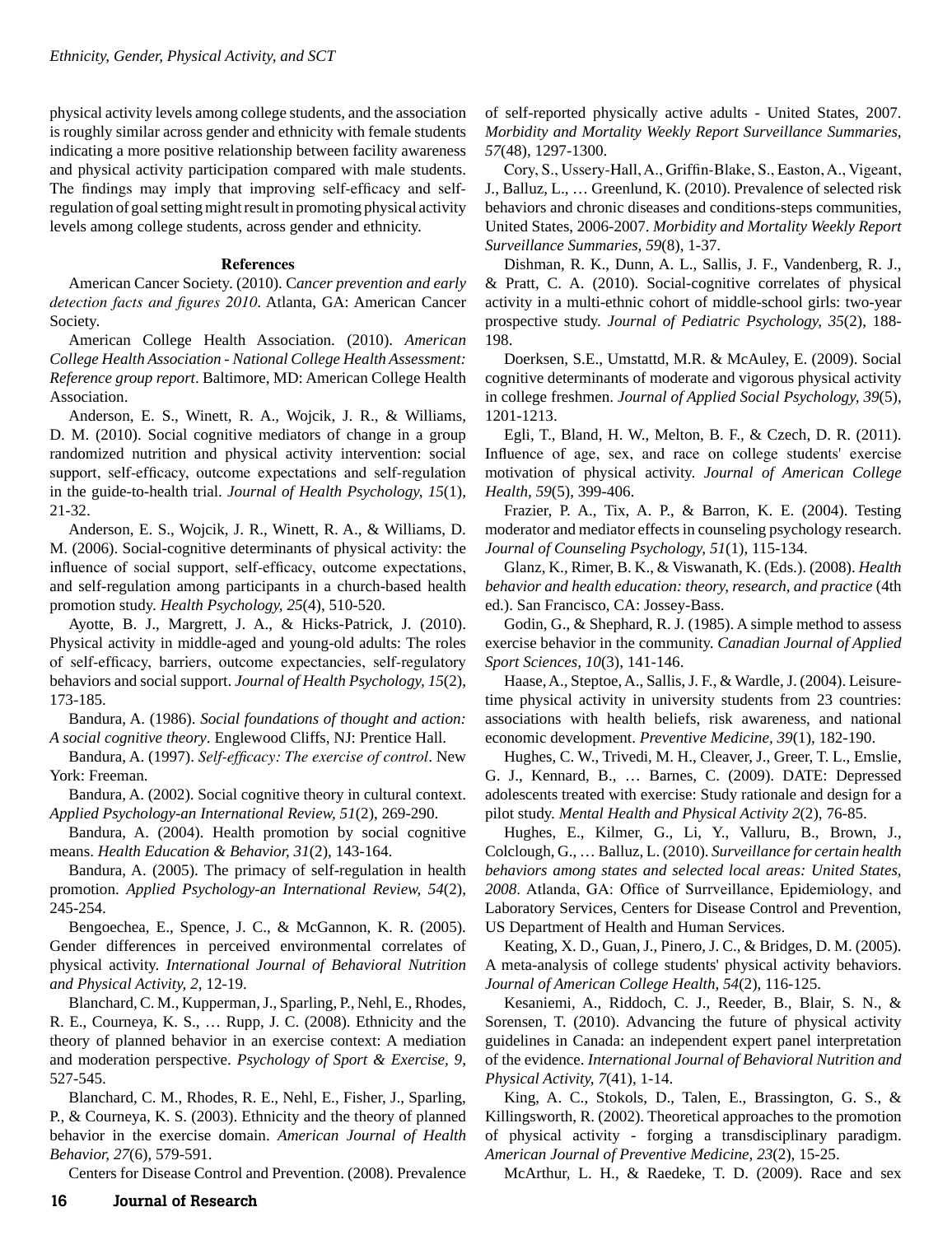physical activity levels among college students, and the association is roughly similar across gender and ethnicity with female students indicating a more positive relationship between facility awareness and physical activity participation compared with male students. The findings may imply that improving self-efficacy and self-regulation of goal setting might result in promoting physical activity levels among college students, across gender and ethnicity.

### References

American Cancer Society. (2010). *Cancer prevention and early detection facts and figures 2010*. Atlanta, GA: American Cancer Society.

American College Health Association. (2010). *American College Health Association - National College Health Assessment: Reference group report*. Baltimore, MD: American College Health Association.

Anderson, E. S., Winett, R. A., Wojcik, J. R., & Williams, D. M. (2010). Social cognitive mediators of change in a group randomized nutrition and physical activity intervention: social support, self-efficacy, outcome expectations and self-regulation in the guide-to-health trial. *Journal of Health Psychology, 15*(1), 21-32.

Anderson, E. S., Wojcik, J. R., Winett, R. A., & Williams, D. M. (2006). Social-cognitive determinants of physical activity: the influence of social support, self-efficacy, outcome expectations, and self-regulation among participants in a church-based health promotion study. *Health Psychology, 25*(4), 510-520.

Ayotte, B. J., Margrett, J. A., & Hicks-Patrick, J. (2010). Physical activity in middle-aged and young-old adults: The roles of self-efficacy, barriers, outcome expectancies, self-regulatory behaviors and social support. *Journal of Health Psychology, 15*(2), 173-185.

Bandura, A. (1986). *Social foundations of thought and action: A social cognitive theory*. Englewood Cliffs, NJ: Prentice Hall.

Bandura, A. (1997). *Self-efficacy: The exercise of control*. New York: Freeman.

Bandura, A. (2002). Social cognitive theory in cultural context. *Applied Psychology-an International Review, 51*(2), 269-290.

Bandura, A. (2004). Health promotion by social cognitive means. *Health Education & Behavior, 31*(2), 143-164.

Bandura, A. (2005). The primacy of self-regulation in health promotion. *Applied Psychology-an International Review, 54*(2), 245-254.

Bengoechea, E., Spence, J. C., & McGannon, K. R. (2005). Gender differences in perceived environmental correlates of physical activity. *International Journal of Behavioral Nutrition and Physical Activity, 2*, 12-19.

Blanchard, C. M., Kupperman, J., Sparling, P., Nehl, E., Rhodes, R. E., Courneya, K. S., … Rupp, J. C. (2008). Ethnicity and the theory of planned behavior in an exercise context: A mediation and moderation perspective. *Psychology of Sport & Exercise, 9*, 527-545.

Blanchard, C. M., Rhodes, R. E., Nehl, E., Fisher, J., Sparling, P., & Courneya, K. S. (2003). Ethnicity and the theory of planned behavior in the exercise domain. *American Journal of Health Behavior, 27*(6), 579-591.

Centers for Disease Control and Prevention. (2008). Prevalence of self-reported physically active adults - United States, 2007. *Morbidity and Mortality Weekly Report Surveillance Summaries, 57*(48), 1297-1300.

Cory, S., Ussery-Hall, A., Griffin-Blake, S., Easton, A., Vigeant, J., Balluz, L., … Greenlund, K. (2010). Prevalence of selected risk behaviors and chronic diseases and conditions-steps communities, United States, 2006-2007. *Morbidity and Mortality Weekly Report Surveillance Summaries, 59*(8), 1-37.

Dishman, R. K., Dunn, A. L., Sallis, J. F., Vandenberg, R. J., & Pratt, C. A. (2010). Social-cognitive correlates of physical activity in a multi-ethnic cohort of middle-school girls: two-year prospective study. *Journal of Pediatric Psychology, 35*(2), 188-198.

Doerksen, S.E., Umstattd, M.R. & McAuley, E. (2009). Social cognitive determinants of moderate and vigorous physical activity in college freshmen. *Journal of Applied Social Psychology, 39*(5), 1201-1213.

Egli, T., Bland, H. W., Melton, B. F., & Czech, D. R. (2011). Influence of age, sex, and race on college students' exercise motivation of physical activity. *Journal of American College Health, 59*(5), 399-406.

Frazier, P. A., Tix, A. P., & Barron, K. E. (2004). Testing moderator and mediator effects in counseling psychology research. *Journal of Counseling Psychology, 51*(1), 115-134.

Glanz, K., Rimer, B. K., & Viswanath, K. (Eds.). (2008). *Health behavior and health education: theory, research, and practice* (4th ed.). San Francisco, CA: Jossey-Bass.

Godin, G., & Shephard, R. J. (1985). A simple method to assess exercise behavior in the community. *Canadian Journal of Applied Sport Sciences, 10*(3), 141-146.

Haase, A., Steptoe, A., Sallis, J. F., & Wardle, J. (2004). Leisure-time physical activity in university students from 23 countries: associations with health beliefs, risk awareness, and national economic development. *Preventive Medicine, 39*(1), 182-190.

Hughes, C. W., Trivedi, M. H., Cleaver, J., Greer, T. L., Emslie, G. J., Kennard, B., … Barnes, C. (2009). DATE: Depressed adolescents treated with exercise: Study rationale and design for a pilot study. *Mental Health and Physical Activity 2*(2), 76-85.

Hughes, E., Kilmer, G., Li, Y., Valluru, B., Brown, J., Colclough, G., … Balluz, L. (2010). *Surveillance for certain health behaviors among states and selected local areas: United States, 2008*. Atlanda, GA: Office of Surrveillance, Epidemiology, and Laboratory Services, Centers for Disease Control and Prevention, US Department of Health and Human Services.

Keating, X. D., Guan, J., Pinero, J. C., & Bridges, D. M. (2005). A meta-analysis of college students' physical activity behaviors. *Journal of American College Health, 54*(2), 116-125.

Kesaniemi, A., Riddoch, C. J., Reeder, B., Blair, S. N., & Sorensen, T. (2010). Advancing the future of physical activity guidelines in Canada: an independent expert panel interpretation of the evidence. *International Journal of Behavioral Nutrition and Physical Activity, 7*(41), 1-14.

King, A. C., Stokols, D., Talen, E., Brassington, G. S., & Killingsworth, R. (2002). Theoretical approaches to the promotion of physical activity - forging a transdisciplinary paradigm. *American Journal of Preventive Medicine, 23*(2), 15-25.

McArthur, L. H., & Raedeke, T. D. (2009). Race and sex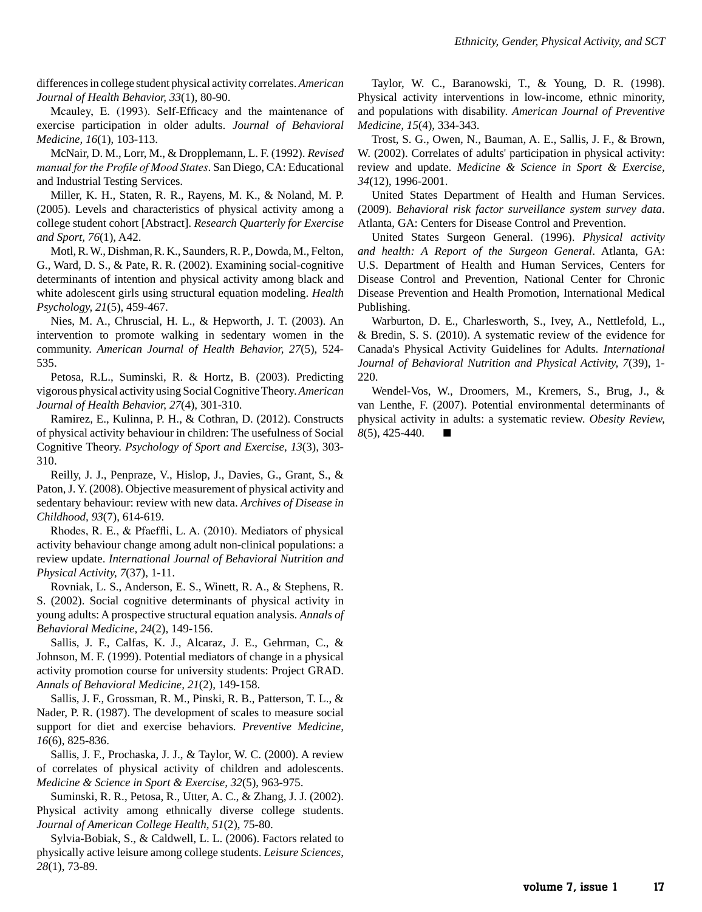differences in college student physical activity correlates. *American Journal of Health Behavior, 33*(1), 80-90.

Mcauley, E. (1993). Self-Efficacy and the maintenance of exercise participation in older adults. *Journal of Behavioral Medicine, 16*(1), 103-113.

McNair, D. M., Lorr, M., & Dropplemann, L. F. (1992). *Revised manual for the Profile of Mood States*. San Diego, CA: Educational and Industrial Testing Services.

Miller, K. H., Staten, R. R., Rayens, M. K., & Noland, M. P. (2005). Levels and characteristics of physical activity among a college student cohort [Abstract]. *Research Quarterly for Exercise and Sport, 76*(1), A42.

Motl, R. W., Dishman, R. K., Saunders, R. P., Dowda, M., Felton, G., Ward, D. S., & Pate, R. R. (2002). Examining social-cognitive determinants of intention and physical activity among black and white adolescent girls using structural equation modeling. *Health Psychology, 21*(5), 459-467.

Nies, M. A., Chruscial, H. L., & Hepworth, J. T. (2003). An intervention to promote walking in sedentary women in the community. *American Journal of Health Behavior, 27*(5), 524-535.

Petosa, R.L., Suminski, R. & Hortz, B. (2003). Predicting vigorous physical activity using Social Cognitive Theory. *American Journal of Health Behavior, 27*(4), 301-310.

Ramirez, E., Kulinna, P. H., & Cothran, D. (2012). Constructs of physical activity behaviour in children: The usefulness of Social Cognitive Theory. *Psychology of Sport and Exercise, 13*(3), 303-310.

Reilly, J. J., Penpraze, V., Hislop, J., Davies, G., Grant, S., & Paton, J. Y. (2008). Objective measurement of physical activity and sedentary behaviour: review with new data. *Archives of Disease in Childhood, 93*(7), 614-619.

Rhodes, R. E., & Pfaeffli, L. A. (2010). Mediators of physical activity behaviour change among adult non-clinical populations: a review update. *International Journal of Behavioral Nutrition and Physical Activity, 7*(37), 1-11.

Rovniak, L. S., Anderson, E. S., Winett, R. A., & Stephens, R. S. (2002). Social cognitive determinants of physical activity in young adults: A prospective structural equation analysis. *Annals of Behavioral Medicine, 24*(2), 149-156.

Sallis, J. F., Calfas, K. J., Alcaraz, J. E., Gehrman, C., & Johnson, M. F. (1999). Potential mediators of change in a physical activity promotion course for university students: Project GRAD. *Annals of Behavioral Medicine, 21*(2), 149-158.

Sallis, J. F., Grossman, R. M., Pinski, R. B., Patterson, T. L., & Nader, P. R. (1987). The development of scales to measure social support for diet and exercise behaviors. *Preventive Medicine, 16*(6), 825-836.

Sallis, J. F., Prochaska, J. J., & Taylor, W. C. (2000). A review of correlates of physical activity of children and adolescents. *Medicine & Science in Sport & Exercise, 32*(5), 963-975.

Suminski, R. R., Petosa, R., Utter, A. C., & Zhang, J. J. (2002). Physical activity among ethnically diverse college students. *Journal of American College Health, 51*(2), 75-80.

Sylvia-Bobiak, S., & Caldwell, L. L. (2006). Factors related to physically active leisure among college students. *Leisure Sciences, 28*(1), 73-89.

Taylor, W. C., Baranowski, T., & Young, D. R. (1998). Physical activity interventions in low-income, ethnic minority, and populations with disability. *American Journal of Preventive Medicine, 15*(4), 334-343.

Trost, S. G., Owen, N., Bauman, A. E., Sallis, J. F., & Brown, W. (2002). Correlates of adults' participation in physical activity: review and update. *Medicine & Science in Sport & Exercise, 34*(12), 1996-2001.

United States Department of Health and Human Services. (2009). *Behavioral risk factor surveillance system survey data*. Atlanta, GA: Centers for Disease Control and Prevention.

United States Surgeon General. (1996). *Physical activity and health: A Report of the Surgeon General*. Atlanta, GA: U.S. Department of Health and Human Services, Centers for Disease Control and Prevention, National Center for Chronic Disease Prevention and Health Promotion, International Medical Publishing.

Warburton, D. E., Charlesworth, S., Ivey, A., Nettlefold, L., & Bredin, S. S. (2010). A systematic review of the evidence for Canada's Physical Activity Guidelines for Adults. *International Journal of Behavioral Nutrition and Physical Activity, 7*(39), 1-220.

Wendel-Vos, W., Droomers, M., Kremers, S., Brug, J., & van Lenthe, F. (2007). Potential environmental determinants of physical activity in adults: a systematic review. *Obesity Review, 8*(5), 425-440. ■